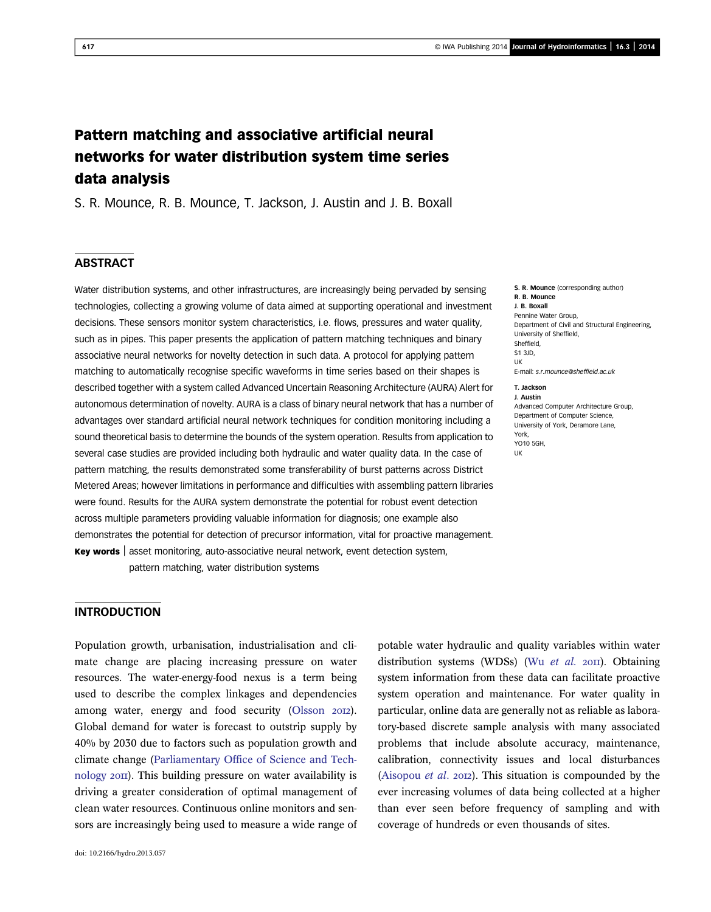# Pattern matching and associative artificial neural networks for water distribution system time series data analysis

S. R. Mounce, R. B. Mounce, T. Jackson, J. Austin and J. B. Boxall

## ABSTRACT

Water distribution systems, and other infrastructures, are increasingly being pervaded by sensing technologies, collecting a growing volume of data aimed at supporting operational and investment decisions. These sensors monitor system characteristics, i.e. flows, pressures and water quality, such as in pipes. This paper presents the application of pattern matching techniques and binary associative neural networks for novelty detection in such data. A protocol for applying pattern matching to automatically recognise specific waveforms in time series based on their shapes is described together with a system called Advanced Uncertain Reasoning Architecture (AURA) Alert for autonomous determination of novelty. AURA is a class of binary neural network that has a number of advantages over standard artificial neural network techniques for condition monitoring including a sound theoretical basis to determine the bounds of the system operation. Results from application to several case studies are provided including both hydraulic and water quality data. In the case of pattern matching, the results demonstrated some transferability of burst patterns across District Metered Areas; however limitations in performance and difficulties with assembling pattern libraries were found. Results for the AURA system demonstrate the potential for robust event detection across multiple parameters providing valuable information for diagnosis; one example also demonstrates the potential for detection of precursor information, vital for proactive management.

**Key words** | asset monitoring, auto-associative neural network, event detection system, pattern matching, water distribution systems

**S. R. Mounce** (corresponding author)
**R. B. Mounce**
**J. B. Boxall**
Pennine Water Group,
Department of Civil and Structural Engineering,
University of Sheffield,
Sheffield,
S1 3JD,
UK
E-mail: *s.r.mounce@sheffield.ac.uk*

**T. Jackson**
**J. Austin**
Advanced Computer Architecture Group,
Department of Computer Science,
University of York, Deramore Lane,
York,
YO10 5GH,
UK

## INTRODUCTION

Population growth, urbanisation, industrialisation and climate change are placing increasing pressure on water resources. The water-energy-food nexus is a term being used to describe the complex linkages and dependencies among water, energy and food security (Olsson 2012). Global demand for water is forecast to outstrip supply by 40% by 2030 due to factors such as population growth and climate change (Parliamentary Office of Science and Technology 2011). This building pressure on water availability is driving a greater consideration of optimal management of clean water resources. Continuous online monitors and sensors are increasingly being used to measure a wide range of potable water hydraulic and quality variables within water distribution systems (WDSs) (Wu *et al.* 2011). Obtaining system information from these data can facilitate proactive system operation and maintenance. For water quality in particular, online data are generally not as reliable as laboratory-based discrete sample analysis with many associated problems that include absolute accuracy, maintenance, calibration, connectivity issues and local disturbances (Aisopou *et al.* 2012). This situation is compounded by the ever increasing volumes of data being collected at a higher than ever seen before frequency of sampling and with coverage of hundreds or even thousands of sites.

doi: 10.2166/hydro.2013.057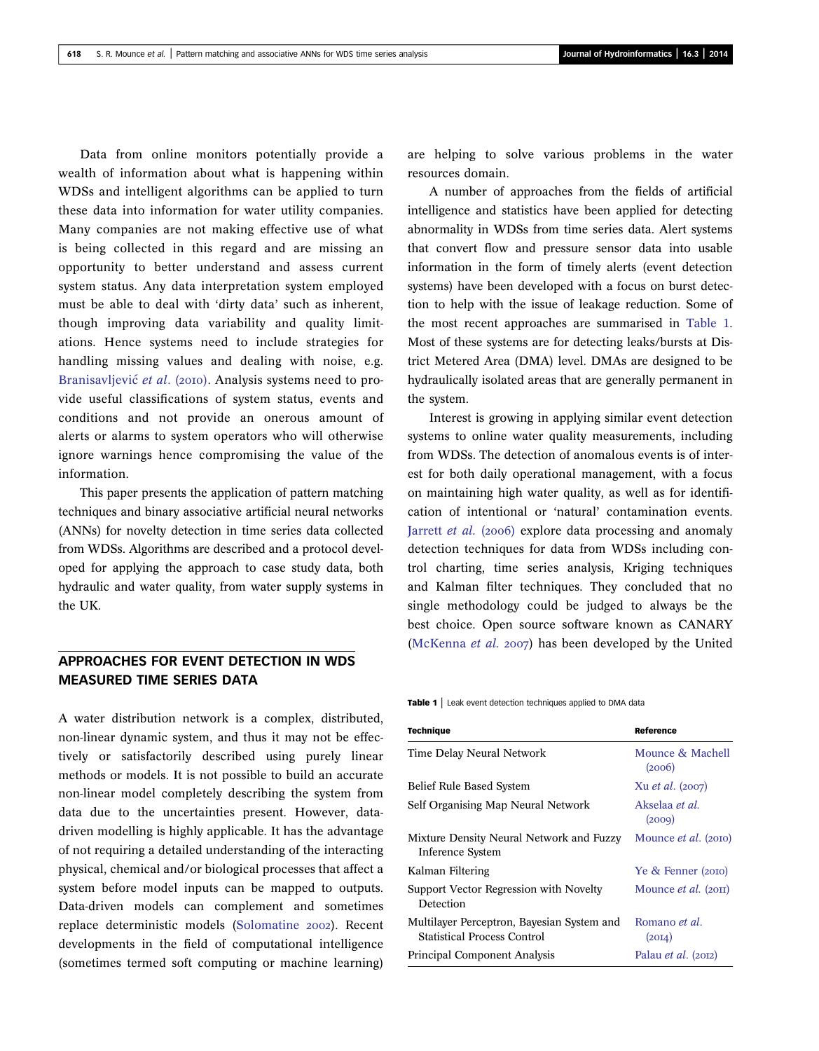Data from online monitors potentially provide a wealth of information about what is happening within WDSs and intelligent algorithms can be applied to turn these data into information for water utility companies. Many companies are not making effective use of what is being collected in this regard and are missing an opportunity to better understand and assess current system status. Any data interpretation system employed must be able to deal with 'dirty data' such as inherent, though improving data variability and quality limitations. Hence systems need to include strategies for handling missing values and dealing with noise, e.g. Branisavljević *et al.* (2010). Analysis systems need to provide useful classifications of system status, events and conditions and not provide an onerous amount of alerts or alarms to system operators who will otherwise ignore warnings hence compromising the value of the information.

This paper presents the application of pattern matching techniques and binary associative artificial neural networks (ANNs) for novelty detection in time series data collected from WDSs. Algorithms are described and a protocol developed for applying the approach to case study data, both hydraulic and water quality, from water supply systems in the UK.

## APPROACHES FOR EVENT DETECTION IN WDS MEASURED TIME SERIES DATA

A water distribution network is a complex, distributed, non-linear dynamic system, and thus it may not be effectively or satisfactorily described using purely linear methods or models. It is not possible to build an accurate non-linear model completely describing the system from data due to the uncertainties present. However, data-driven modelling is highly applicable. It has the advantage of not requiring a detailed understanding of the interacting physical, chemical and/or biological processes that affect a system before model inputs can be mapped to outputs. Data-driven models can complement and sometimes replace deterministic models (Solomatine 2002). Recent developments in the field of computational intelligence (sometimes termed soft computing or machine learning) are helping to solve various problems in the water resources domain.

A number of approaches from the fields of artificial intelligence and statistics have been applied for detecting abnormality in WDSs from time series data. Alert systems that convert flow and pressure sensor data into usable information in the form of timely alerts (event detection systems) have been developed with a focus on burst detection to help with the issue of leakage reduction. Some of the most recent approaches are summarised in Table 1. Most of these systems are for detecting leaks/bursts at District Metered Area (DMA) level. DMAs are designed to be hydraulically isolated areas that are generally permanent in the system.

Interest is growing in applying similar event detection systems to online water quality measurements, including from WDSs. The detection of anomalous events is of interest for both daily operational management, with a focus on maintaining high water quality, as well as for identification of intentional or 'natural' contamination events. Jarrett *et al.* (2006) explore data processing and anomaly detection techniques for data from WDSs including control charting, time series analysis, Kriging techniques and Kalman filter techniques. They concluded that no single methodology could be judged to always be the best choice. Open source software known as CANARY (McKenna *et al.* 2007) has been developed by the United

**Table 1** | Leak event detection techniques applied to DMA data

| Technique | Reference |
|---|---|
| Time Delay Neural Network | Mounce & Machell (2006) |
| Belief Rule Based System | Xu *et al.* (2007) |
| Self Organising Map Neural Network | Akselaa *et al.* (2009) |
| Mixture Density Neural Network and Fuzzy Inference System | Mounce *et al.* (2010) |
| Kalman Filtering | Ye & Fenner (2010) |
| Support Vector Regression with Novelty Detection | Mounce *et al.* (2011) |
| Multilayer Perceptron, Bayesian System and Statistical Process Control | Romano *et al.* (2014) |
| Principal Component Analysis | Palau *et al.* (2012) |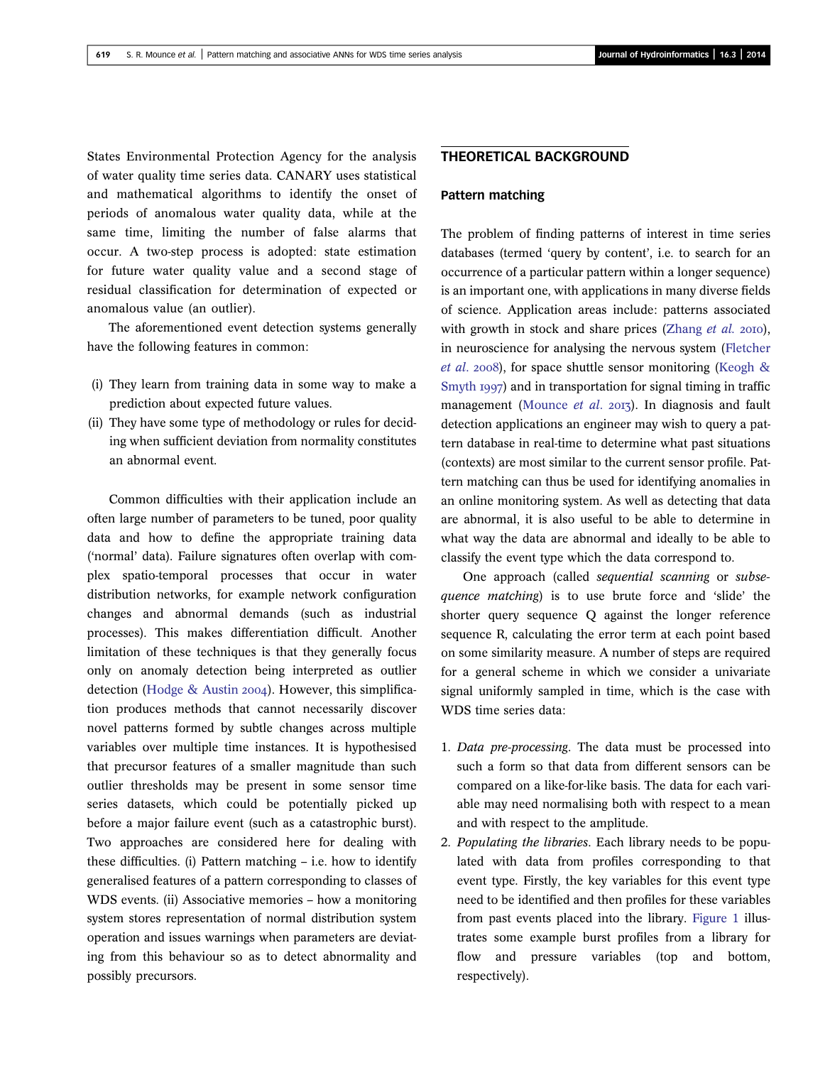States Environmental Protection Agency for the analysis of water quality time series data. CANARY uses statistical and mathematical algorithms to identify the onset of periods of anomalous water quality data, while at the same time, limiting the number of false alarms that occur. A two-step process is adopted: state estimation for future water quality value and a second stage of residual classification for determination of expected or anomalous value (an outlier).

The aforementioned event detection systems generally have the following features in common:

(i) They learn from training data in some way to make a prediction about expected future values.
(ii) They have some type of methodology or rules for deciding when sufficient deviation from normality constitutes an abnormal event.

Common difficulties with their application include an often large number of parameters to be tuned, poor quality data and how to define the appropriate training data ('normal' data). Failure signatures often overlap with complex spatio-temporal processes that occur in water distribution networks, for example network configuration changes and abnormal demands (such as industrial processes). This makes differentiation difficult. Another limitation of these techniques is that they generally focus only on anomaly detection being interpreted as outlier detection (Hodge & Austin 2004). However, this simplification produces methods that cannot necessarily discover novel patterns formed by subtle changes across multiple variables over multiple time instances. It is hypothesised that precursor features of a smaller magnitude than such outlier thresholds may be present in some sensor time series datasets, which could be potentially picked up before a major failure event (such as a catastrophic burst). Two approaches are considered here for dealing with these difficulties. (i) Pattern matching – i.e. how to identify generalised features of a pattern corresponding to classes of WDS events. (ii) Associative memories – how a monitoring system stores representation of normal distribution system operation and issues warnings when parameters are deviating from this behaviour so as to detect abnormality and possibly precursors.

## THEORETICAL BACKGROUND

### Pattern matching

The problem of finding patterns of interest in time series databases (termed 'query by content', i.e. to search for an occurrence of a particular pattern within a longer sequence) is an important one, with applications in many diverse fields of science. Application areas include: patterns associated with growth in stock and share prices (Zhang *et al.* 2010), in neuroscience for analysing the nervous system (Fletcher *et al.* 2008), for space shuttle sensor monitoring (Keogh & Smyth 1997) and in transportation for signal timing in traffic management (Mounce *et al.* 2013). In diagnosis and fault detection applications an engineer may wish to query a pattern database in real-time to determine what past situations (contexts) are most similar to the current sensor profile. Pattern matching can thus be used for identifying anomalies in an online monitoring system. As well as detecting that data are abnormal, it is also useful to be able to determine in what way the data are abnormal and ideally to be able to classify the event type which the data correspond to.

One approach (called *sequential scanning* or *subsequence matching*) is to use brute force and 'slide' the shorter query sequence Q against the longer reference sequence R, calculating the error term at each point based on some similarity measure. A number of steps are required for a general scheme in which we consider a univariate signal uniformly sampled in time, which is the case with WDS time series data:

1. *Data pre-processing*. The data must be processed into such a form so that data from different sensors can be compared on a like-for-like basis. The data for each variable may need normalising both with respect to a mean and with respect to the amplitude.
2. *Populating the libraries*. Each library needs to be populated with data from profiles corresponding to that event type. Firstly, the key variables for this event type need to be identified and then profiles for these variables from past events placed into the library. Figure 1 illustrates some example burst profiles from a library for flow and pressure variables (top and bottom, respectively).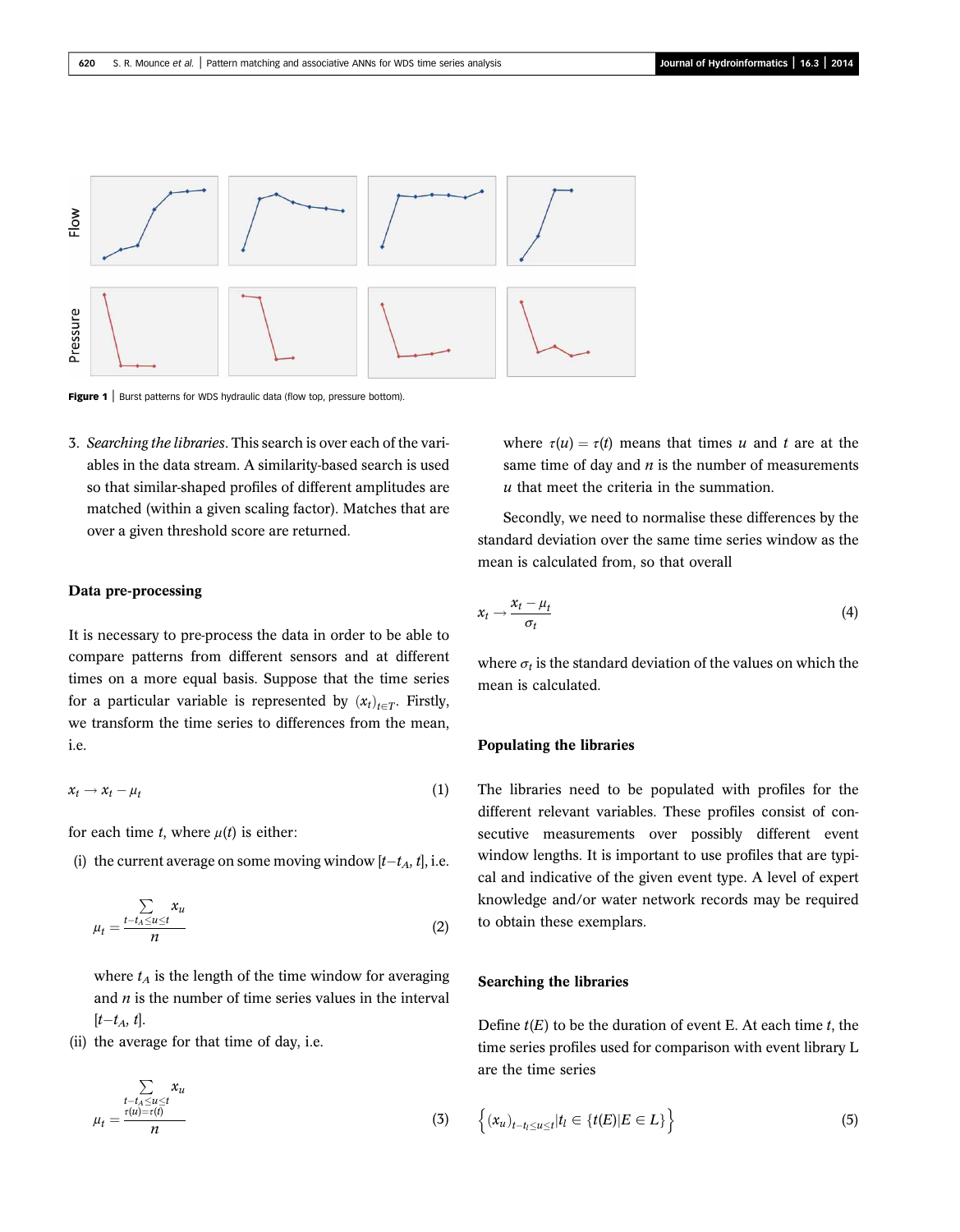Figure 1 | Burst patterns for WDS hydraulic data (flow top, pressure bottom).

3. *Searching the libraries*. This search is over each of the variables in the data stream. A similarity-based search is used so that similar-shaped profiles of different amplitudes are matched (within a given scaling factor). Matches that are over a given threshold score are returned.

### Data pre-processing

It is necessary to pre-process the data in order to be able to compare patterns from different sensors and at different times on a more equal basis. Suppose that the time series for a particular variable is represented by $(x_t)_{t \in T}$. Firstly, we transform the time series to differences from the mean, i.e.

$$x_t \rightarrow x_t - \mu_t \tag{1}$$

for each time $t$, where $\mu(t)$ is either:

(i) the current average on some moving window $[t - t_A, t]$, i.e.

$$\mu_t = \frac{\sum\limits_{t - t_A \leq u \leq t} x_u}{n} \tag{2}$$

where $t_A$ is the length of the time window for averaging and $n$ is the number of time series values in the interval $[t - t_A, t]$.

(ii) the average for that time of day, i.e.

$$\mu_t = \frac{\sum\limits_{\substack{t - t_A \leq u \leq t \\ \tau(u) = \tau(t)}} x_u}{n} \tag{3}$$

where $\tau(u) = \tau(t)$ means that times $u$ and $t$ are at the same time of day and $n$ is the number of measurements $u$ that meet the criteria in the summation.

Secondly, we need to normalise these differences by the standard deviation over the same time series window as the mean is calculated from, so that overall

$$x_t \rightarrow \frac{x_t - \mu_t}{\sigma_t} \tag{4}$$

where $\sigma_t$ is the standard deviation of the values on which the mean is calculated.

### Populating the libraries

The libraries need to be populated with profiles for the different relevant variables. These profiles consist of consecutive measurements over possibly different event window lengths. It is important to use profiles that are typical and indicative of the given event type. A level of expert knowledge and/or water network records may be required to obtain these exemplars.

### Searching the libraries

Define $t(E)$ to be the duration of event E. At each time $t$, the time series profiles used for comparison with event library L are the time series

$$\left\{ (x_u)_{t - t_l \leq u \leq t} | t_l \in \{ t(E) | E \in L \} \right\} \tag{5}$$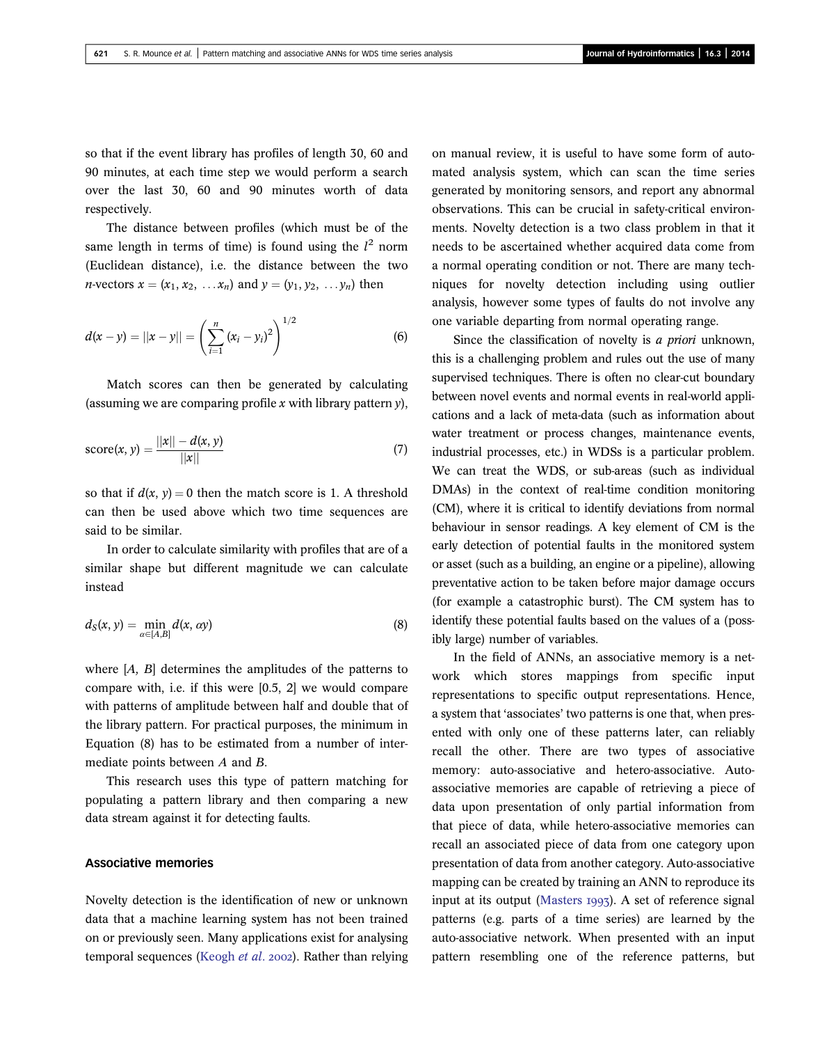so that if the event library has profiles of length 30, 60 and 90 minutes, at each time step we would perform a search over the last 30, 60 and 90 minutes worth of data respectively.

The distance between profiles (which must be of the same length in terms of time) is found using the $l^2$ norm (Euclidean distance), i.e. the distance between the two $n$-vectors $x = (x_1, x_2, \ldots x_n)$ and $y = (y_1, y_2, \ldots y_n)$ then

$$d(x-y) = ||x-y|| = \left(\sum_{i=1}^{n}(x_i - y_i)^2\right)^{1/2} \tag{6}$$

Match scores can then be generated by calculating (assuming we are comparing profile $x$ with library pattern $y$),

$$\text{score}(x, y) = \frac{||x|| - d(x, y)}{||x||} \tag{7}$$

so that if $d(x, y) = 0$ then the match score is 1. A threshold can then be used above which two time sequences are said to be similar.

In order to calculate similarity with profiles that are of a similar shape but different magnitude we can calculate instead

$$d_S(x, y) = \min_{\alpha \in [A,B]} d(x, \alpha y) \tag{8}$$

where $[A, B]$ determines the amplitudes of the patterns to compare with, i.e. if this were [0.5, 2] we would compare with patterns of amplitude between half and double that of the library pattern. For practical purposes, the minimum in Equation (8) has to be estimated from a number of intermediate points between $A$ and $B$.

This research uses this type of pattern matching for populating a pattern library and then comparing a new data stream against it for detecting faults.

## Associative memories

Novelty detection is the identification of new or unknown data that a machine learning system has not been trained on or previously seen. Many applications exist for analysing temporal sequences (Keogh *et al.* 2002). Rather than relying on manual review, it is useful to have some form of automated analysis system, which can scan the time series generated by monitoring sensors, and report any abnormal observations. This can be crucial in safety-critical environments. Novelty detection is a two class problem in that it needs to be ascertained whether acquired data come from a normal operating condition or not. There are many techniques for novelty detection including using outlier analysis, however some types of faults do not involve any one variable departing from normal operating range.

Since the classification of novelty is *a priori* unknown, this is a challenging problem and rules out the use of many supervised techniques. There is often no clear-cut boundary between novel events and normal events in real-world applications and a lack of meta-data (such as information about water treatment or process changes, maintenance events, industrial processes, etc.) in WDSs is a particular problem. We can treat the WDS, or sub-areas (such as individual DMAs) in the context of real-time condition monitoring (CM), where it is critical to identify deviations from normal behaviour in sensor readings. A key element of CM is the early detection of potential faults in the monitored system or asset (such as a building, an engine or a pipeline), allowing preventative action to be taken before major damage occurs (for example a catastrophic burst). The CM system has to identify these potential faults based on the values of a (possibly large) number of variables.

In the field of ANNs, an associative memory is a network which stores mappings from specific input representations to specific output representations. Hence, a system that 'associates' two patterns is one that, when presented with only one of these patterns later, can reliably recall the other. There are two types of associative memory: auto-associative and hetero-associative. Auto-associative memories are capable of retrieving a piece of data upon presentation of only partial information from that piece of data, while hetero-associative memories can recall an associated piece of data from one category upon presentation of data from another category. Auto-associative mapping can be created by training an ANN to reproduce its input at its output (Masters 1993). A set of reference signal patterns (e.g. parts of a time series) are learned by the auto-associative network. When presented with an input pattern resembling one of the reference patterns, but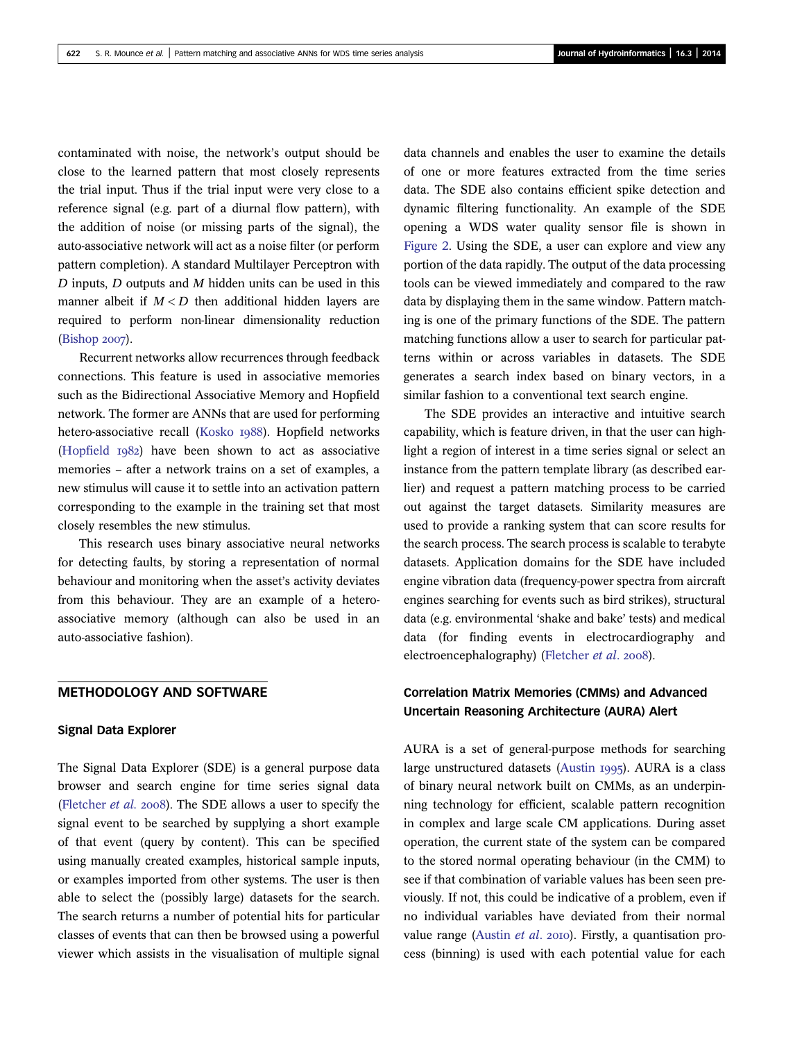contaminated with noise, the network's output should be close to the learned pattern that most closely represents the trial input. Thus if the trial input were very close to a reference signal (e.g. part of a diurnal flow pattern), with the addition of noise (or missing parts of the signal), the auto-associative network will act as a noise filter (or perform pattern completion). A standard Multilayer Perceptron with $D$ inputs, $D$ outputs and $M$ hidden units can be used in this manner albeit if $M < D$ then additional hidden layers are required to perform non-linear dimensionality reduction (Bishop 2007).

Recurrent networks allow recurrences through feedback connections. This feature is used in associative memories such as the Bidirectional Associative Memory and Hopfield network. The former are ANNs that are used for performing hetero-associative recall (Kosko 1988). Hopfield networks (Hopfield 1982) have been shown to act as associative memories – after a network trains on a set of examples, a new stimulus will cause it to settle into an activation pattern corresponding to the example in the training set that most closely resembles the new stimulus.

This research uses binary associative neural networks for detecting faults, by storing a representation of normal behaviour and monitoring when the asset's activity deviates from this behaviour. They are an example of a hetero-associative memory (although can also be used in an auto-associative fashion).

## METHODOLOGY AND SOFTWARE

### Signal Data Explorer

The Signal Data Explorer (SDE) is a general purpose data browser and search engine for time series signal data (Fletcher *et al.* 2008). The SDE allows a user to specify the signal event to be searched by supplying a short example of that event (query by content). This can be specified using manually created examples, historical sample inputs, or examples imported from other systems. The user is then able to select the (possibly large) datasets for the search. The search returns a number of potential hits for particular classes of events that can then be browsed using a powerful viewer which assists in the visualisation of multiple signal data channels and enables the user to examine the details of one or more features extracted from the time series data. The SDE also contains efficient spike detection and dynamic filtering functionality. An example of the SDE opening a WDS water quality sensor file is shown in Figure 2. Using the SDE, a user can explore and view any portion of the data rapidly. The output of the data processing tools can be viewed immediately and compared to the raw data by displaying them in the same window. Pattern matching is one of the primary functions of the SDE. The pattern matching functions allow a user to search for particular patterns within or across variables in datasets. The SDE generates a search index based on binary vectors, in a similar fashion to a conventional text search engine.

The SDE provides an interactive and intuitive search capability, which is feature driven, in that the user can highlight a region of interest in a time series signal or select an instance from the pattern template library (as described earlier) and request a pattern matching process to be carried out against the target datasets. Similarity measures are used to provide a ranking system that can score results for the search process. The search process is scalable to terabyte datasets. Application domains for the SDE have included engine vibration data (frequency-power spectra from aircraft engines searching for events such as bird strikes), structural data (e.g. environmental 'shake and bake' tests) and medical data (for finding events in electrocardiography and electroencephalography) (Fletcher *et al.* 2008).

### Correlation Matrix Memories (CMMs) and Advanced Uncertain Reasoning Architecture (AURA) Alert

AURA is a set of general-purpose methods for searching large unstructured datasets (Austin 1995). AURA is a class of binary neural network built on CMMs, as an underpinning technology for efficient, scalable pattern recognition in complex and large scale CM applications. During asset operation, the current state of the system can be compared to the stored normal operating behaviour (in the CMM) to see if that combination of variable values has been seen previously. If not, this could be indicative of a problem, even if no individual variables have deviated from their normal value range (Austin *et al.* 2010). Firstly, a quantisation process (binning) is used with each potential value for each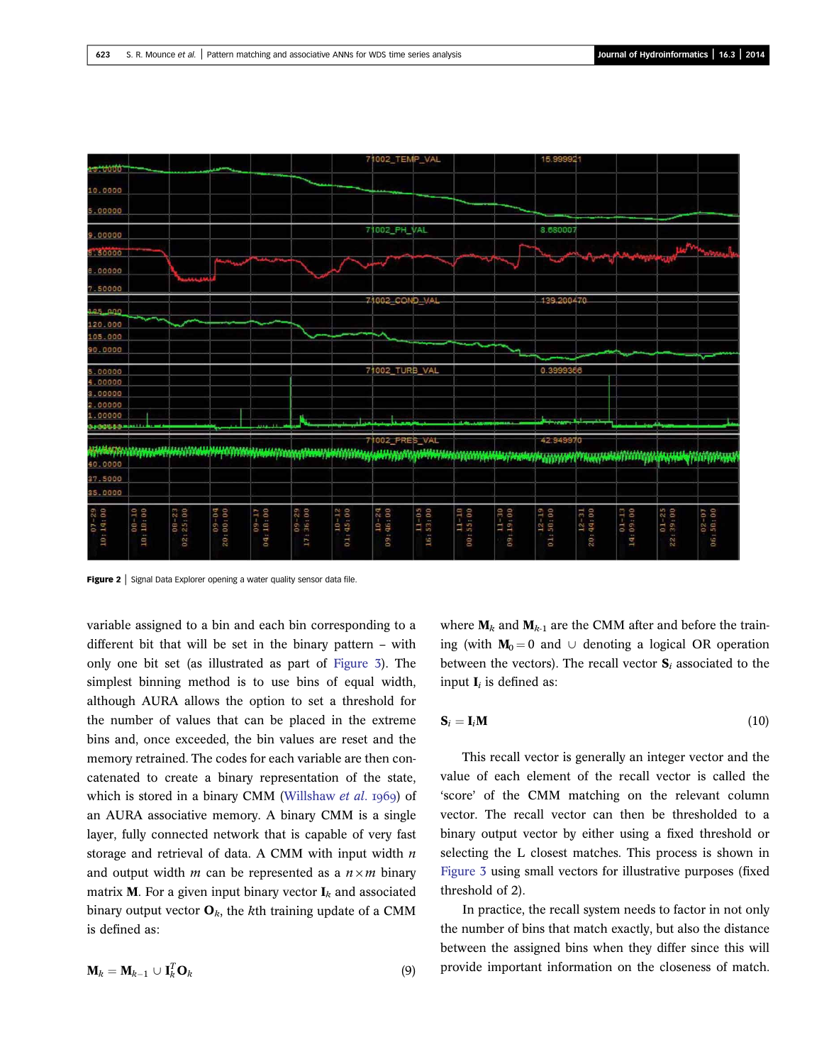Figure 2 | Signal Data Explorer opening a water quality sensor data file.

variable assigned to a bin and each bin corresponding to a different bit that will be set in the binary pattern – with only one bit set (as illustrated as part of Figure 3). The simplest binning method is to use bins of equal width, although AURA allows the option to set a threshold for the number of values that can be placed in the extreme bins and, once exceeded, the bin values are reset and the memory retrained. The codes for each variable are then concatenated to create a binary representation of the state, which is stored in a binary CMM (Willshaw *et al.* 1969) of an AURA associative memory. A binary CMM is a single layer, fully connected network that is capable of very fast storage and retrieval of data. A CMM with input width $n$ and output width $m$ can be represented as a $n \times m$ binary matrix $\mathbf{M}$. For a given input binary vector $\mathbf{I}_k$ and associated binary output vector $\mathbf{O}_k$, the $k$th training update of a CMM is defined as:

$$\mathbf{M}_k = \mathbf{M}_{k-1} \cup \mathbf{I}_k^T \mathbf{O}_k \tag{9}$$

where $\mathbf{M}_k$ and $\mathbf{M}_{k\text{-}1}$ are the CMM after and before the training (with $\mathbf{M}_0 = 0$ and $\cup$ denoting a logical OR operation between the vectors). The recall vector $\mathbf{S}_i$ associated to the input $\mathbf{I}_i$ is defined as:

$$\mathbf{S}_i = \mathbf{I}_i \mathbf{M} \tag{10}$$

This recall vector is generally an integer vector and the value of each element of the recall vector is called the 'score' of the CMM matching on the relevant column vector. The recall vector can then be thresholded to a binary output vector by either using a fixed threshold or selecting the L closest matches. This process is shown in Figure 3 using small vectors for illustrative purposes (fixed threshold of 2).

In practice, the recall system needs to factor in not only the number of bins that match exactly, but also the distance between the assigned bins when they differ since this will provide important information on the closeness of match.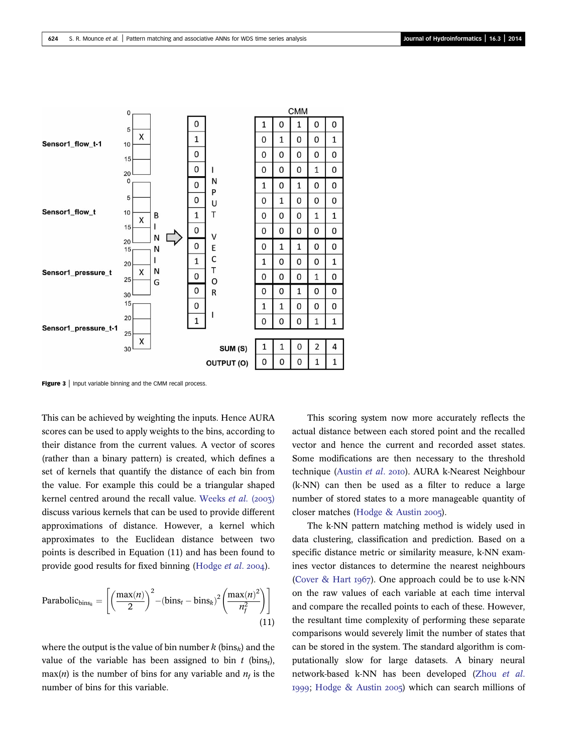Figure 3 | Input variable binning and the CMM recall process.

This can be achieved by weighting the inputs. Hence AURA scores can be used to apply weights to the bins, according to their distance from the current values. A vector of scores (rather than a binary pattern) is created, which defines a set of kernels that quantify the distance of each bin from the value. For example this could be a triangular shaped kernel centred around the recall value. Weeks *et al.* (2003) discuss various kernels that can be used to provide different approximations of distance. However, a kernel which approximates to the Euclidean distance between two points is described in Equation (11) and has been found to provide good results for fixed binning (Hodge *et al.* 2004).

$$\text{Parabolic}_{\text{bins}_k} = \left[\left(\frac{\max(n)}{2}\right)^2 - (\text{bins}_t - \text{bins}_k)^2\left(\frac{\max(n)^2}{n_f^2}\right)\right] \tag{11}$$

where the output is the value of bin number $k$ ($\text{bins}_k$) and the value of the variable has been assigned to bin $t$ ($\text{bins}_t$), $\max(n)$ is the number of bins for any variable and $n_f$ is the number of bins for this variable.

This scoring system now more accurately reflects the actual distance between each stored point and the recalled vector and hence the current and recorded asset states. Some modifications are then necessary to the threshold technique (Austin *et al.* 2010). AURA k-Nearest Neighbour (k-NN) can then be used as a filter to reduce a large number of stored states to a more manageable quantity of closer matches (Hodge & Austin 2005).

The k-NN pattern matching method is widely used in data clustering, classification and prediction. Based on a specific distance metric or similarity measure, k-NN examines vector distances to determine the nearest neighbours (Cover & Hart 1967). One approach could be to use k-NN on the raw values of each variable at each time interval and compare the recalled points to each of these. However, the resultant time complexity of performing these separate comparisons would severely limit the number of states that can be stored in the system. The standard algorithm is computationally slow for large datasets. A binary neural network-based k-NN has been developed (Zhou *et al.* 1999; Hodge & Austin 2005) which can search millions of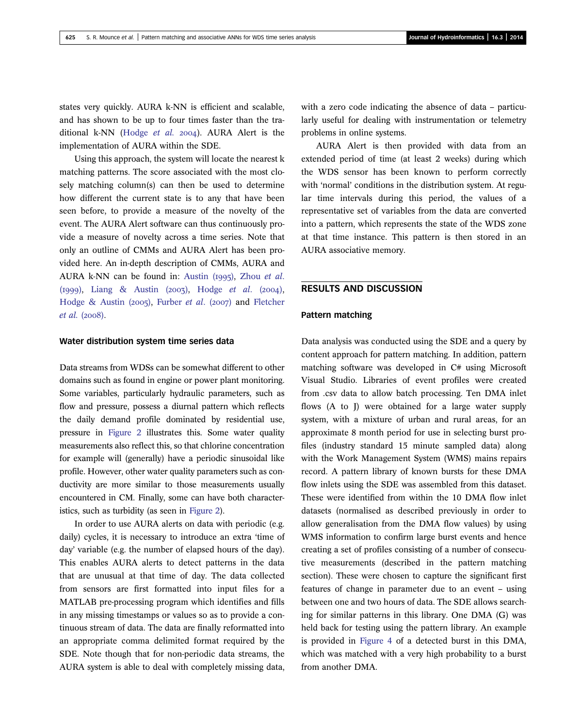states very quickly. AURA k-NN is efficient and scalable, and has shown to be up to four times faster than the traditional k-NN (Hodge *et al.* 2004). AURA Alert is the implementation of AURA within the SDE.

Using this approach, the system will locate the nearest k matching patterns. The score associated with the most closely matching column(s) can then be used to determine how different the current state is to any that have been seen before, to provide a measure of the novelty of the event. The AURA Alert software can thus continuously provide a measure of novelty across a time series. Note that only an outline of CMMs and AURA Alert has been provided here. An in-depth description of CMMs, AURA and AURA k-NN can be found in: Austin (1995), Zhou *et al.* (1999), Liang & Austin (2003), Hodge *et al.* (2004), Hodge & Austin (2005), Furber *et al.* (2007) and Fletcher *et al.* (2008).

### Water distribution system time series data

Data streams from WDSs can be somewhat different to other domains such as found in engine or power plant monitoring. Some variables, particularly hydraulic parameters, such as flow and pressure, possess a diurnal pattern which reflects the daily demand profile dominated by residential use, pressure in Figure 2 illustrates this. Some water quality measurements also reflect this, so that chlorine concentration for example will (generally) have a periodic sinusoidal like profile. However, other water quality parameters such as conductivity are more similar to those measurements usually encountered in CM. Finally, some can have both characteristics, such as turbidity (as seen in Figure 2).

In order to use AURA alerts on data with periodic (e.g. daily) cycles, it is necessary to introduce an extra 'time of day' variable (e.g. the number of elapsed hours of the day). This enables AURA alerts to detect patterns in the data that are unusual at that time of day. The data collected from sensors are first formatted into input files for a MATLAB pre-processing program which identifies and fills in any missing timestamps or values so as to provide a continuous stream of data. The data are finally reformatted into an appropriate comma delimited format required by the SDE. Note though that for non-periodic data streams, the AURA system is able to deal with completely missing data, with a zero code indicating the absence of data – particularly useful for dealing with instrumentation or telemetry problems in online systems.

AURA Alert is then provided with data from an extended period of time (at least 2 weeks) during which the WDS sensor has been known to perform correctly with 'normal' conditions in the distribution system. At regular time intervals during this period, the values of a representative set of variables from the data are converted into a pattern, which represents the state of the WDS zone at that time instance. This pattern is then stored in an AURA associative memory.

## RESULTS AND DISCUSSION

### Pattern matching

Data analysis was conducted using the SDE and a query by content approach for pattern matching. In addition, pattern matching software was developed in C# using Microsoft Visual Studio. Libraries of event profiles were created from .csv data to allow batch processing. Ten DMA inlet flows (A to J) were obtained for a large water supply system, with a mixture of urban and rural areas, for an approximate 8 month period for use in selecting burst profiles (industry standard 15 minute sampled data) along with the Work Management System (WMS) mains repairs record. A pattern library of known bursts for these DMA flow inlets using the SDE was assembled from this dataset. These were identified from within the 10 DMA flow inlet datasets (normalised as described previously in order to allow generalisation from the DMA flow values) by using WMS information to confirm large burst events and hence creating a set of profiles consisting of a number of consecutive measurements (described in the pattern matching section). These were chosen to capture the significant first features of change in parameter due to an event – using between one and two hours of data. The SDE allows searching for similar patterns in this library. One DMA (G) was held back for testing using the pattern library. An example is provided in Figure 4 of a detected burst in this DMA, which was matched with a very high probability to a burst from another DMA.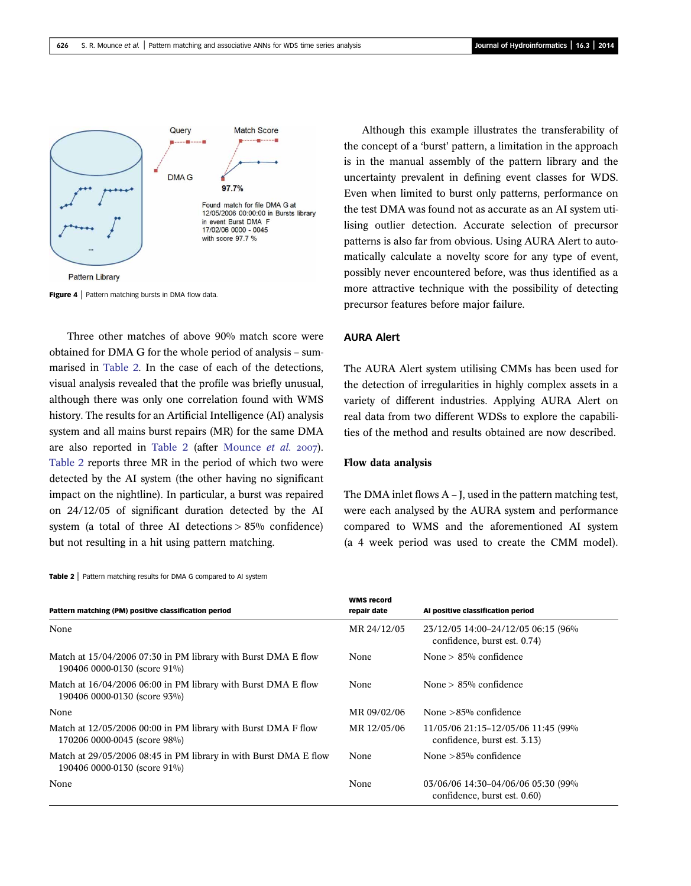Figure 4 | Pattern matching bursts in DMA flow data.

Three other matches of above 90% match score were obtained for DMA G for the whole period of analysis – summarised in Table 2. In the case of each of the detections, visual analysis revealed that the profile was briefly unusual, although there was only one correlation found with WMS history. The results for an Artificial Intelligence (AI) analysis system and all mains burst repairs (MR) for the same DMA are also reported in Table 2 (after Mounce *et al.* 2007). Table 2 reports three MR in the period of which two were detected by the AI system (the other having no significant impact on the nightline). In particular, a burst was repaired on 24/12/05 of significant duration detected by the AI system (a total of three AI detections > 85% confidence) but not resulting in a hit using pattern matching.

Table 2 | Pattern matching results for DMA G compared to AI system

| Pattern matching (PM) positive classification period | WMS record repair date | AI positive classification period |
|---|---|---|
| None | MR 24/12/05 | 23/12/05 14:00–24/12/05 06:15 (96% confidence, burst est. 0.74) |
| Match at 15/04/2006 07:30 in PM library with Burst DMA E flow 190406 0000-0130 (score 91%) | None | None > 85% confidence |
| Match at 16/04/2006 06:00 in PM library with Burst DMA E flow 190406 0000-0130 (score 93%) | None | None > 85% confidence |
| None | MR 09/02/06 | None >85% confidence |
| Match at 12/05/2006 00:00 in PM library with Burst DMA F flow 170206 0000-0045 (score 98%) | MR 12/05/06 | 11/05/06 21:15–12/05/06 11:45 (99% confidence, burst est. 3.13) |
| Match at 29/05/2006 08:45 in PM library in with Burst DMA E flow 190406 0000-0130 (score 91%) | None | None >85% confidence |
| None | None | 03/06/06 14:30–04/06/06 05:30 (99% confidence, burst est. 0.60) |

Although this example illustrates the transferability of the concept of a 'burst' pattern, a limitation in the approach is in the manual assembly of the pattern library and the uncertainty prevalent in defining event classes for WDS. Even when limited to burst only patterns, performance on the test DMA was found not as accurate as an AI system utilising outlier detection. Accurate selection of precursor patterns is also far from obvious. Using AURA Alert to automatically calculate a novelty score for any type of event, possibly never encountered before, was thus identified as a more attractive technique with the possibility of detecting precursor features before major failure.

## AURA Alert

The AURA Alert system utilising CMMs has been used for the detection of irregularities in highly complex assets in a variety of different industries. Applying AURA Alert on real data from two different WDSs to explore the capabilities of the method and results obtained are now described.

### Flow data analysis

The DMA inlet flows A – J, used in the pattern matching test, were each analysed by the AURA system and performance compared to WMS and the aforementioned AI system (a 4 week period was used to create the CMM model).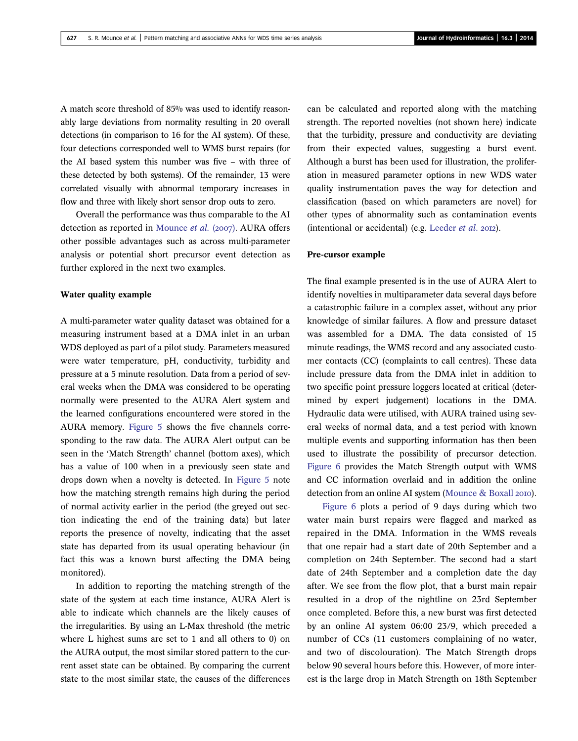A match score threshold of 85% was used to identify reasonably large deviations from normality resulting in 20 overall detections (in comparison to 16 for the AI system). Of these, four detections corresponded well to WMS burst repairs (for the AI based system this number was five – with three of these detected by both systems). Of the remainder, 13 were correlated visually with abnormal temporary increases in flow and three with likely short sensor drop outs to zero.

Overall the performance was thus comparable to the AI detection as reported in Mounce *et al.* (2007). AURA offers other possible advantages such as across multi-parameter analysis or potential short precursor event detection as further explored in the next two examples.

### Water quality example

A multi-parameter water quality dataset was obtained for a measuring instrument based at a DMA inlet in an urban WDS deployed as part of a pilot study. Parameters measured were water temperature, pH, conductivity, turbidity and pressure at a 5 minute resolution. Data from a period of several weeks when the DMA was considered to be operating normally were presented to the AURA Alert system and the learned configurations encountered were stored in the AURA memory. Figure 5 shows the five channels corresponding to the raw data. The AURA Alert output can be seen in the 'Match Strength' channel (bottom axes), which has a value of 100 when in a previously seen state and drops down when a novelty is detected. In Figure 5 note how the matching strength remains high during the period of normal activity earlier in the period (the greyed out section indicating the end of the training data) but later reports the presence of novelty, indicating that the asset state has departed from its usual operating behaviour (in fact this was a known burst affecting the DMA being monitored).

In addition to reporting the matching strength of the state of the system at each time instance, AURA Alert is able to indicate which channels are the likely causes of the irregularities. By using an L-Max threshold (the metric where L highest sums are set to 1 and all others to 0) on the AURA output, the most similar stored pattern to the current asset state can be obtained. By comparing the current state to the most similar state, the causes of the differences can be calculated and reported along with the matching strength. The reported novelties (not shown here) indicate that the turbidity, pressure and conductivity are deviating from their expected values, suggesting a burst event. Although a burst has been used for illustration, the proliferation in measured parameter options in new WDS water quality instrumentation paves the way for detection and classification (based on which parameters are novel) for other types of abnormality such as contamination events (intentional or accidental) (e.g. Leeder *et al.* 2012).

### Pre-cursor example

The final example presented is in the use of AURA Alert to identify novelties in multiparameter data several days before a catastrophic failure in a complex asset, without any prior knowledge of similar failures. A flow and pressure dataset was assembled for a DMA. The data consisted of 15 minute readings, the WMS record and any associated customer contacts (CC) (complaints to call centres). These data include pressure data from the DMA inlet in addition to two specific point pressure loggers located at critical (determined by expert judgement) locations in the DMA. Hydraulic data were utilised, with AURA trained using several weeks of normal data, and a test period with known multiple events and supporting information has then been used to illustrate the possibility of precursor detection. Figure 6 provides the Match Strength output with WMS and CC information overlaid and in addition the online detection from an online AI system (Mounce & Boxall 2010).

Figure 6 plots a period of 9 days during which two water main burst repairs were flagged and marked as repaired in the DMA. Information in the WMS reveals that one repair had a start date of 20th September and a completion on 24th September. The second had a start date of 24th September and a completion date the day after. We see from the flow plot, that a burst main repair resulted in a drop of the nightline on 23rd September once completed. Before this, a new burst was first detected by an online AI system 06:00 23/9, which preceded a number of CCs (11 customers complaining of no water, and two of discolouration). The Match Strength drops below 90 several hours before this. However, of more interest is the large drop in Match Strength on 18th September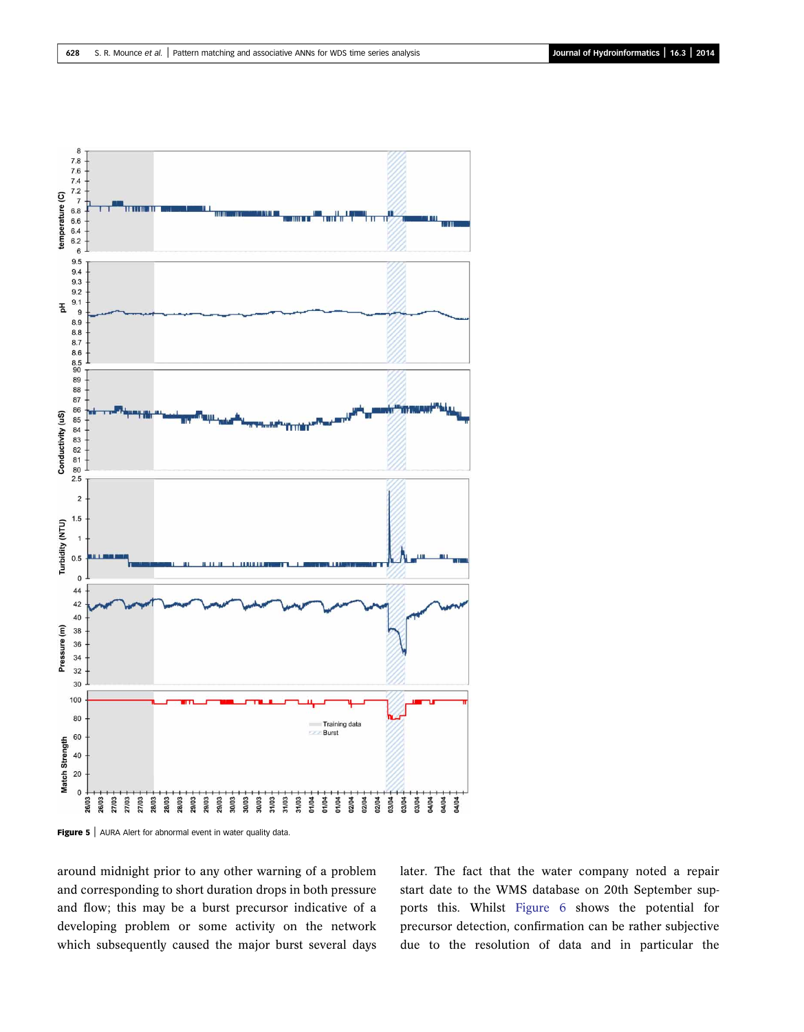Figure 5 | AURA Alert for abnormal event in water quality data.

around midnight prior to any other warning of a problem and corresponding to short duration drops in both pressure and flow; this may be a burst precursor indicative of a developing problem or some activity on the network which subsequently caused the major burst several days later. The fact that the water company noted a repair start date to the WMS database on 20th September supports this. Whilst Figure 6 shows the potential for precursor detection, confirmation can be rather subjective due to the resolution of data and in particular the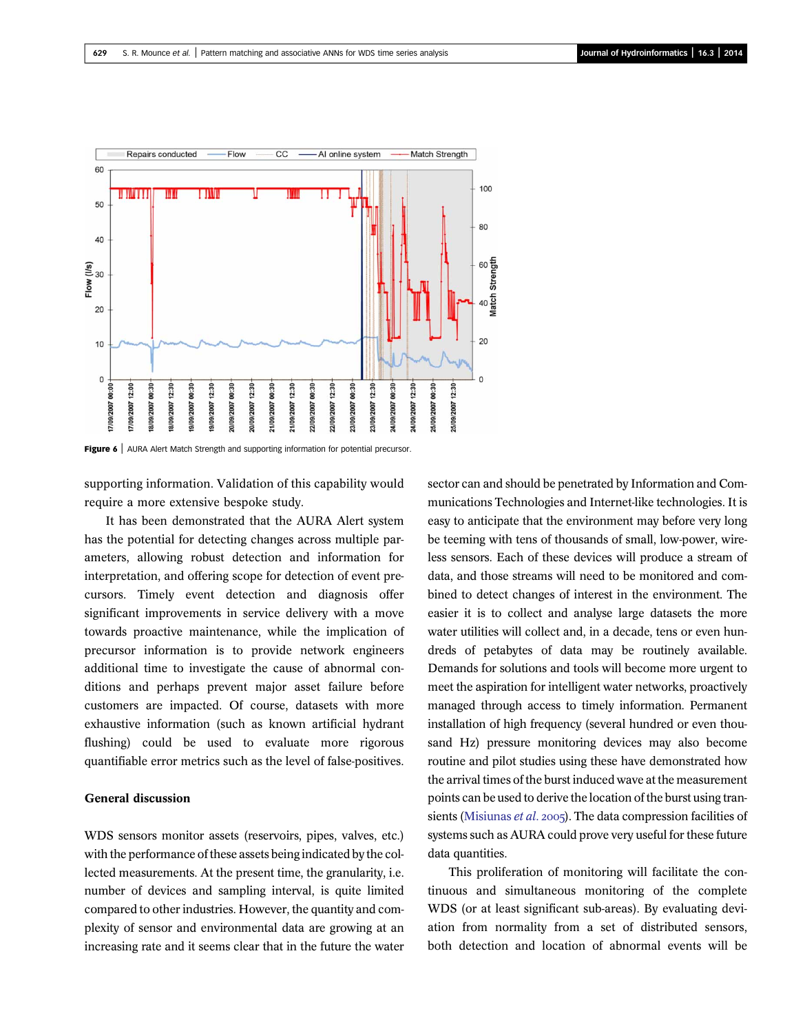Figure 6 | AURA Alert Match Strength and supporting information for potential precursor.

supporting information. Validation of this capability would require a more extensive bespoke study.

It has been demonstrated that the AURA Alert system has the potential for detecting changes across multiple parameters, allowing robust detection and information for interpretation, and offering scope for detection of event precursors. Timely event detection and diagnosis offer significant improvements in service delivery with a move towards proactive maintenance, while the implication of precursor information is to provide network engineers additional time to investigate the cause of abnormal conditions and perhaps prevent major asset failure before customers are impacted. Of course, datasets with more exhaustive information (such as known artificial hydrant flushing) could be used to evaluate more rigorous quantifiable error metrics such as the level of false-positives.

## General discussion

WDS sensors monitor assets (reservoirs, pipes, valves, etc.) with the performance of these assets being indicated by the collected measurements. At the present time, the granularity, i.e. number of devices and sampling interval, is quite limited compared to other industries. However, the quantity and complexity of sensor and environmental data are growing at an increasing rate and it seems clear that in the future the water sector can and should be penetrated by Information and Communications Technologies and Internet-like technologies. It is easy to anticipate that the environment may before very long be teeming with tens of thousands of small, low-power, wireless sensors. Each of these devices will produce a stream of data, and those streams will need to be monitored and combined to detect changes of interest in the environment. The easier it is to collect and analyse large datasets the more water utilities will collect and, in a decade, tens or even hundreds of petabytes of data may be routinely available. Demands for solutions and tools will become more urgent to meet the aspiration for intelligent water networks, proactively managed through access to timely information. Permanent installation of high frequency (several hundred or even thousand Hz) pressure monitoring devices may also become routine and pilot studies using these have demonstrated how the arrival times of the burst induced wave at the measurement points can be used to derive the location of the burst using transients (Misiunas *et al.* 2005). The data compression facilities of systems such as AURA could prove very useful for these future data quantities.

This proliferation of monitoring will facilitate the continuous and simultaneous monitoring of the complete WDS (or at least significant sub-areas). By evaluating deviation from normality from a set of distributed sensors, both detection and location of abnormal events will be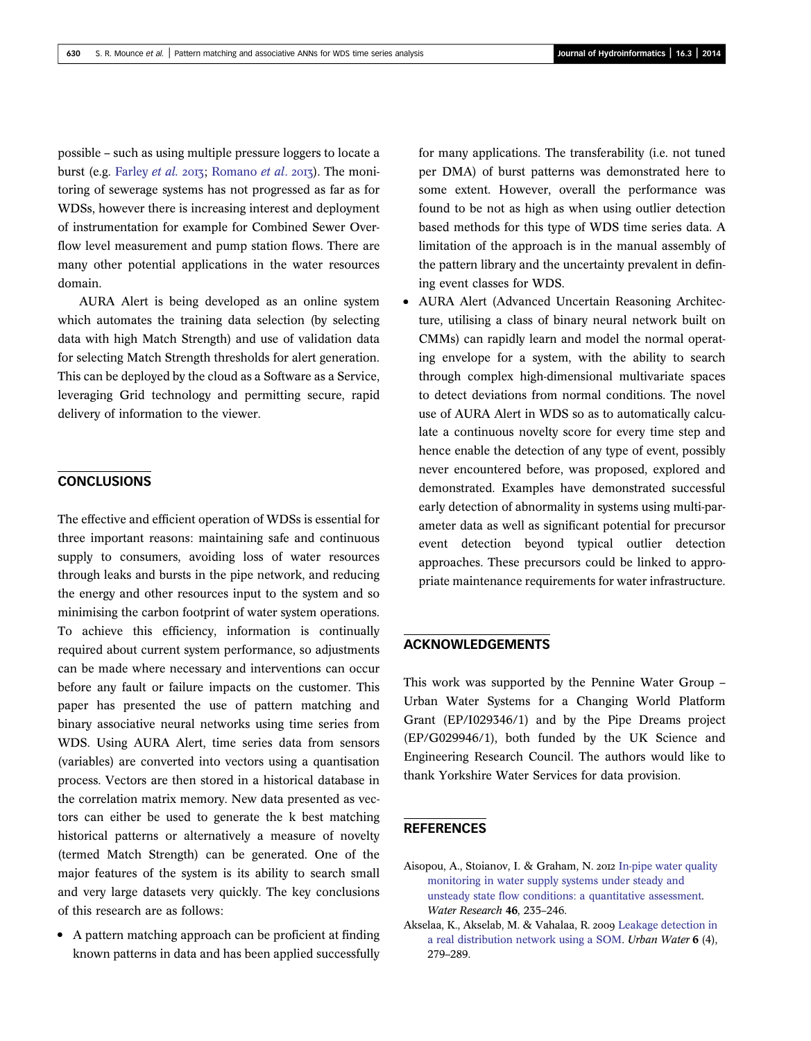possible – such as using multiple pressure loggers to locate a burst (e.g. Farley *et al.* 2013; Romano *et al.* 2013). The monitoring of sewerage systems has not progressed as far as for WDSs, however there is increasing interest and deployment of instrumentation for example for Combined Sewer Overflow level measurement and pump station flows. There are many other potential applications in the water resources domain.

AURA Alert is being developed as an online system which automates the training data selection (by selecting data with high Match Strength) and use of validation data for selecting Match Strength thresholds for alert generation. This can be deployed by the cloud as a Software as a Service, leveraging Grid technology and permitting secure, rapid delivery of information to the viewer.

## CONCLUSIONS

The effective and efficient operation of WDSs is essential for three important reasons: maintaining safe and continuous supply to consumers, avoiding loss of water resources through leaks and bursts in the pipe network, and reducing the energy and other resources input to the system and so minimising the carbon footprint of water system operations. To achieve this efficiency, information is continually required about current system performance, so adjustments can be made where necessary and interventions can occur before any fault or failure impacts on the customer. This paper has presented the use of pattern matching and binary associative neural networks using time series from WDS. Using AURA Alert, time series data from sensors (variables) are converted into vectors using a quantisation process. Vectors are then stored in a historical database in the correlation matrix memory. New data presented as vectors can either be used to generate the k best matching historical patterns or alternatively a measure of novelty (termed Match Strength) can be generated. One of the major features of the system is its ability to search small and very large datasets very quickly. The key conclusions of this research are as follows:

- A pattern matching approach can be proficient at finding known patterns in data and has been applied successfully for many applications. The transferability (i.e. not tuned per DMA) of burst patterns was demonstrated here to some extent. However, overall the performance was found to be not as high as when using outlier detection based methods for this type of WDS time series data. A limitation of the approach is in the manual assembly of the pattern library and the uncertainty prevalent in defining event classes for WDS.
- AURA Alert (Advanced Uncertain Reasoning Architecture, utilising a class of binary neural network built on CMMs) can rapidly learn and model the normal operating envelope for a system, with the ability to search through complex high-dimensional multivariate spaces to detect deviations from normal conditions. The novel use of AURA Alert in WDS so as to automatically calculate a continuous novelty score for every time step and hence enable the detection of any type of event, possibly never encountered before, was proposed, explored and demonstrated. Examples have demonstrated successful early detection of abnormality in systems using multi-parameter data as well as significant potential for precursor event detection beyond typical outlier detection approaches. These precursors could be linked to appropriate maintenance requirements for water infrastructure.

## ACKNOWLEDGEMENTS

This work was supported by the Pennine Water Group – Urban Water Systems for a Changing World Platform Grant (EP/I029346/1) and by the Pipe Dreams project (EP/G029946/1), both funded by the UK Science and Engineering Research Council. The authors would like to thank Yorkshire Water Services for data provision.

## REFERENCES

Aisopou, A., Stoianov, I. & Graham, N. 2012 In-pipe water quality monitoring in water supply systems under steady and unsteady state flow conditions: a quantitative assessment. *Water Research* **46**, 235–246.

Akselaa, K., Akselab, M. & Vahalaa, R. 2009 Leakage detection in a real distribution network using a SOM. *Urban Water* **6** (4), 279–289.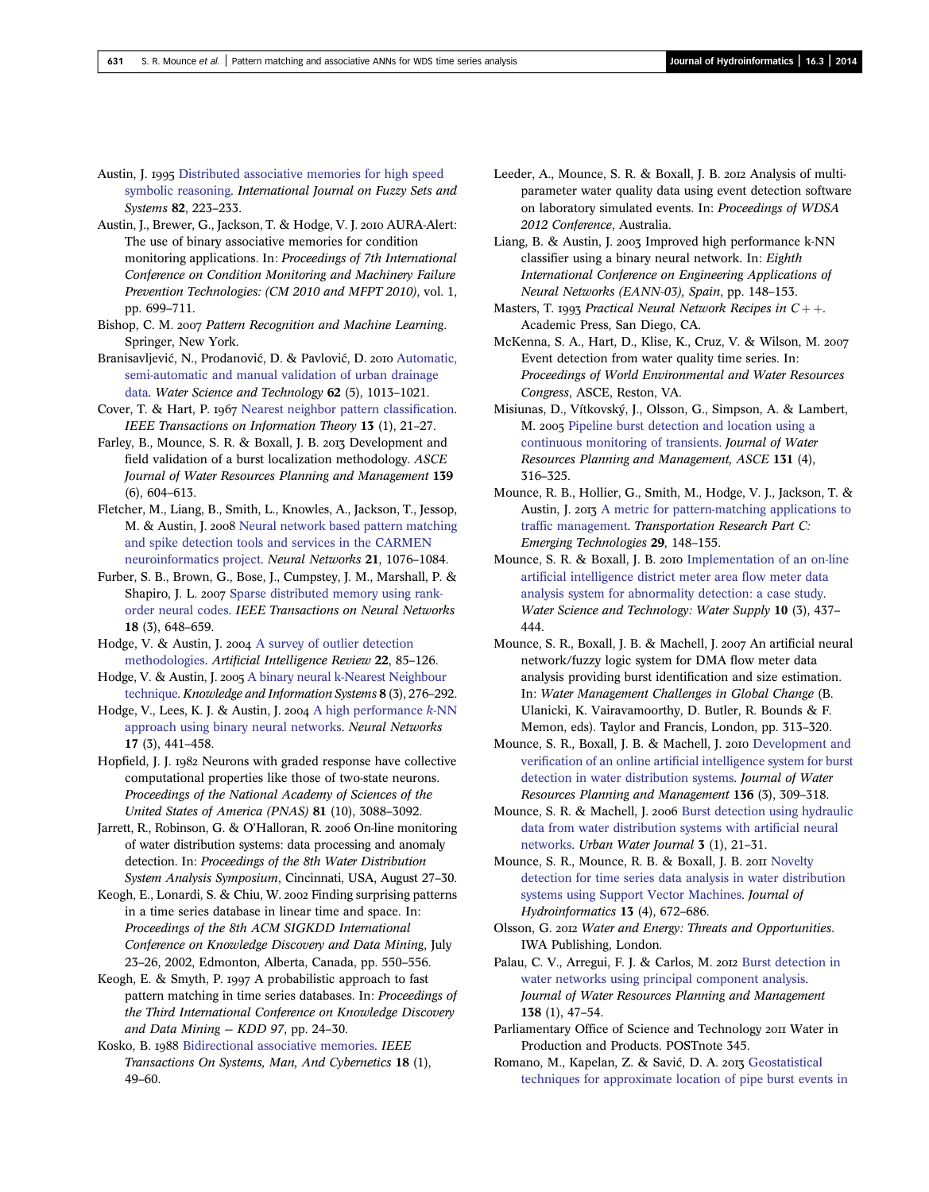Austin, J. 1995 Distributed associative memories for high speed symbolic reasoning. *International Journal on Fuzzy Sets and Systems* **82**, 223–233.

Austin, J., Brewer, G., Jackson, T. & Hodge, V. J. 2010 AURA-Alert: The use of binary associative memories for condition monitoring applications. In: *Proceedings of 7th International Conference on Condition Monitoring and Machinery Failure Prevention Technologies: (CM 2010 and MFPT 2010)*, vol. 1, pp. 699–711.

Bishop, C. M. 2007 *Pattern Recognition and Machine Learning*. Springer, New York.

Branisavljević, N., Prodanović, D. & Pavlović, D. 2010 Automatic, semi-automatic and manual validation of urban drainage data. *Water Science and Technology* **62** (5), 1013–1021.

Cover, T. & Hart, P. 1967 Nearest neighbor pattern classification. *IEEE Transactions on Information Theory* **13** (1), 21–27.

Farley, B., Mounce, S. R. & Boxall, J. B. 2013 Development and field validation of a burst localization methodology. *ASCE Journal of Water Resources Planning and Management* **139** (6), 604–613.

Fletcher, M., Liang, B., Smith, L., Knowles, A., Jackson, T., Jessop, M. & Austin, J. 2008 Neural network based pattern matching and spike detection tools and services in the CARMEN neuroinformatics project. *Neural Networks* **21**, 1076–1084.

Furber, S. B., Brown, G., Bose, J., Cumpstey, J. M., Marshall, P. & Shapiro, J. L. 2007 Sparse distributed memory using rank-order neural codes. *IEEE Transactions on Neural Networks* **18** (3), 648–659.

Hodge, V. & Austin, J. 2004 A survey of outlier detection methodologies. *Artificial Intelligence Review* **22**, 85–126.

Hodge, V. & Austin, J. 2005 A binary neural k-Nearest Neighbour technique. *Knowledge and Information Systems* **8** (3), 276–292.

Hodge, V., Lees, K. J. & Austin, J. 2004 A high performance *k*-NN approach using binary neural networks. *Neural Networks* **17** (3), 441–458.

Hopfield, J. J. 1982 Neurons with graded response have collective computational properties like those of two-state neurons. *Proceedings of the National Academy of Sciences of the United States of America (PNAS)* **81** (10), 3088–3092.

Jarrett, R., Robinson, G. & O'Halloran, R. 2006 On-line monitoring of water distribution systems: data processing and anomaly detection. In: *Proceedings of the 8th Water Distribution System Analysis Symposium*, Cincinnati, USA, August 27–30.

Keogh, E., Lonardi, S. & Chiu, W. 2002 Finding surprising patterns in a time series database in linear time and space. In: *Proceedings of the 8th ACM SIGKDD International Conference on Knowledge Discovery and Data Mining*, July 23–26, 2002, Edmonton, Alberta, Canada, pp. 550–556.

Keogh, E. & Smyth, P. 1997 A probabilistic approach to fast pattern matching in time series databases. In: *Proceedings of the Third International Conference on Knowledge Discovery and Data Mining – KDD 97*, pp. 24–30.

Kosko, B. 1988 Bidirectional associative memories. *IEEE Transactions On Systems, Man, And Cybernetics* **18** (1), 49–60.

Leeder, A., Mounce, S. R. & Boxall, J. B. 2012 Analysis of multi-parameter water quality data using event detection software on laboratory simulated events. In: *Proceedings of WDSA 2012 Conference*, Australia.

Liang, B. & Austin, J. 2003 Improved high performance k-NN classifier using a binary neural network. In: *Eighth International Conference on Engineering Applications of Neural Networks (EANN-03), Spain*, pp. 148–153.

Masters, T. 1993 *Practical Neural Network Recipes in C++*. Academic Press, San Diego, CA.

McKenna, S. A., Hart, D., Klise, K., Cruz, V. & Wilson, M. 2007 Event detection from water quality time series. In: *Proceedings of World Environmental and Water Resources Congress*, ASCE, Reston, VA.

Misiunas, D., Vítkovský, J., Olsson, G., Simpson, A. & Lambert, M. 2005 Pipeline burst detection and location using a continuous monitoring of transients. *Journal of Water Resources Planning and Management, ASCE* **131** (4), 316–325.

Mounce, R. B., Hollier, G., Smith, M., Hodge, V. J., Jackson, T. & Austin, J. 2013 A metric for pattern-matching applications to traffic management. *Transportation Research Part C: Emerging Technologies* **29**, 148–155.

Mounce, S. R. & Boxall, J. B. 2010 Implementation of an on-line artificial intelligence district meter area flow meter data analysis system for abnormality detection: a case study. *Water Science and Technology: Water Supply* **10** (3), 437–444.

Mounce, S. R., Boxall, J. B. & Machell, J. 2007 An artificial neural network/fuzzy logic system for DMA flow meter data analysis providing burst identification and size estimation. In: *Water Management Challenges in Global Change* (B. Ulanicki, K. Vairavamoorthy, D. Butler, R. Bounds & F. Memon, eds). Taylor and Francis, London, pp. 313–320.

Mounce, S. R., Boxall, J. B. & Machell, J. 2010 Development and verification of an online artificial intelligence system for burst detection in water distribution systems. *Journal of Water Resources Planning and Management* **136** (3), 309–318.

Mounce, S. R. & Machell, J. 2006 Burst detection using hydraulic data from water distribution systems with artificial neural networks. *Urban Water Journal* **3** (1), 21–31.

Mounce, S. R., Mounce, R. B. & Boxall, J. B. 2011 Novelty detection for time series data analysis in water distribution systems using Support Vector Machines. *Journal of Hydroinformatics* **13** (4), 672–686.

Olsson, G. 2012 *Water and Energy: Threats and Opportunities*. IWA Publishing, London.

Palau, C. V., Arregui, F. J. & Carlos, M. 2012 Burst detection in water networks using principal component analysis. *Journal of Water Resources Planning and Management* **138** (1), 47–54.

Parliamentary Office of Science and Technology 2011 Water in Production and Products. POSTnote 345.

Romano, M., Kapelan, Z. & Savić, D. A. 2013 Geostatistical techniques for approximate location of pipe burst events in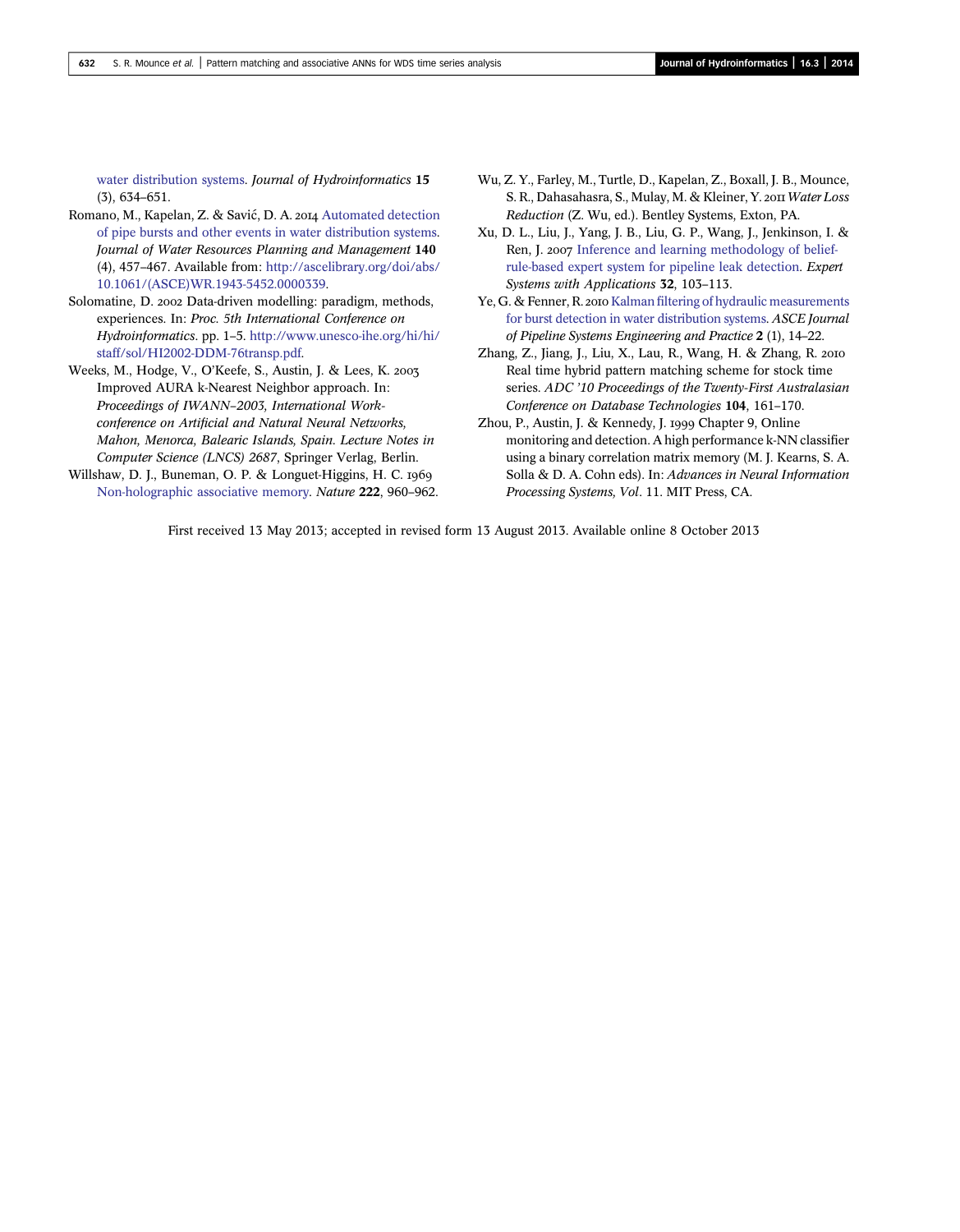water distribution systems. *Journal of Hydroinformatics* **15** (3), 634–651.

Romano, M., Kapelan, Z. & Savić, D. A. 2014 Automated detection of pipe bursts and other events in water distribution systems. *Journal of Water Resources Planning and Management* **140** (4), 457–467. Available from: http://ascelibrary.org/doi/abs/10.1061/(ASCE)WR.1943-5452.0000339.

Solomatine, D. 2002 Data-driven modelling: paradigm, methods, experiences. In: *Proc. 5th International Conference on Hydroinformatics*. pp. 1–5. http://www.unesco-ihe.org/hi/hi/staff/sol/HI2002-DDM-76transp.pdf.

Weeks, M., Hodge, V., O'Keefe, S., Austin, J. & Lees, K. 2003 Improved AURA k-Nearest Neighbor approach. In: *Proceedings of IWANN–2003, International Work-conference on Artificial and Natural Neural Networks, Mahon, Menorca, Balearic Islands, Spain. Lecture Notes in Computer Science (LNCS) 2687*, Springer Verlag, Berlin.

Willshaw, D. J., Buneman, O. P. & Longuet-Higgins, H. C. 1969 Non-holographic associative memory. *Nature* **222**, 960–962.

Wu, Z. Y., Farley, M., Turtle, D., Kapelan, Z., Boxall, J. B., Mounce, S. R., Dahasahasra, S., Mulay, M. & Kleiner, Y. 2011 *Water Loss Reduction* (Z. Wu, ed.). Bentley Systems, Exton, PA.

Xu, D. L., Liu, J., Yang, J. B., Liu, G. P., Wang, J., Jenkinson, I. & Ren, J. 2007 Inference and learning methodology of belief-rule-based expert system for pipeline leak detection. *Expert Systems with Applications* **32**, 103–113.

Ye, G. & Fenner, R. 2010 Kalman filtering of hydraulic measurements for burst detection in water distribution systems. *ASCE Journal of Pipeline Systems Engineering and Practice* **2** (1), 14–22.

Zhang, Z., Jiang, J., Liu, X., Lau, R., Wang, H. & Zhang, R. 2010 Real time hybrid pattern matching scheme for stock time series. *ADC '10 Proceedings of the Twenty-First Australasian Conference on Database Technologies* **104**, 161–170.

Zhou, P., Austin, J. & Kennedy, J. 1999 Chapter 9, Online monitoring and detection. A high performance k-NN classifier using a binary correlation matrix memory (M. J. Kearns, S. A. Solla & D. A. Cohn eds). In: *Advances in Neural Information Processing Systems, Vol*. 11. MIT Press, CA.

First received 13 May 2013; accepted in revised form 13 August 2013. Available online 8 October 2013